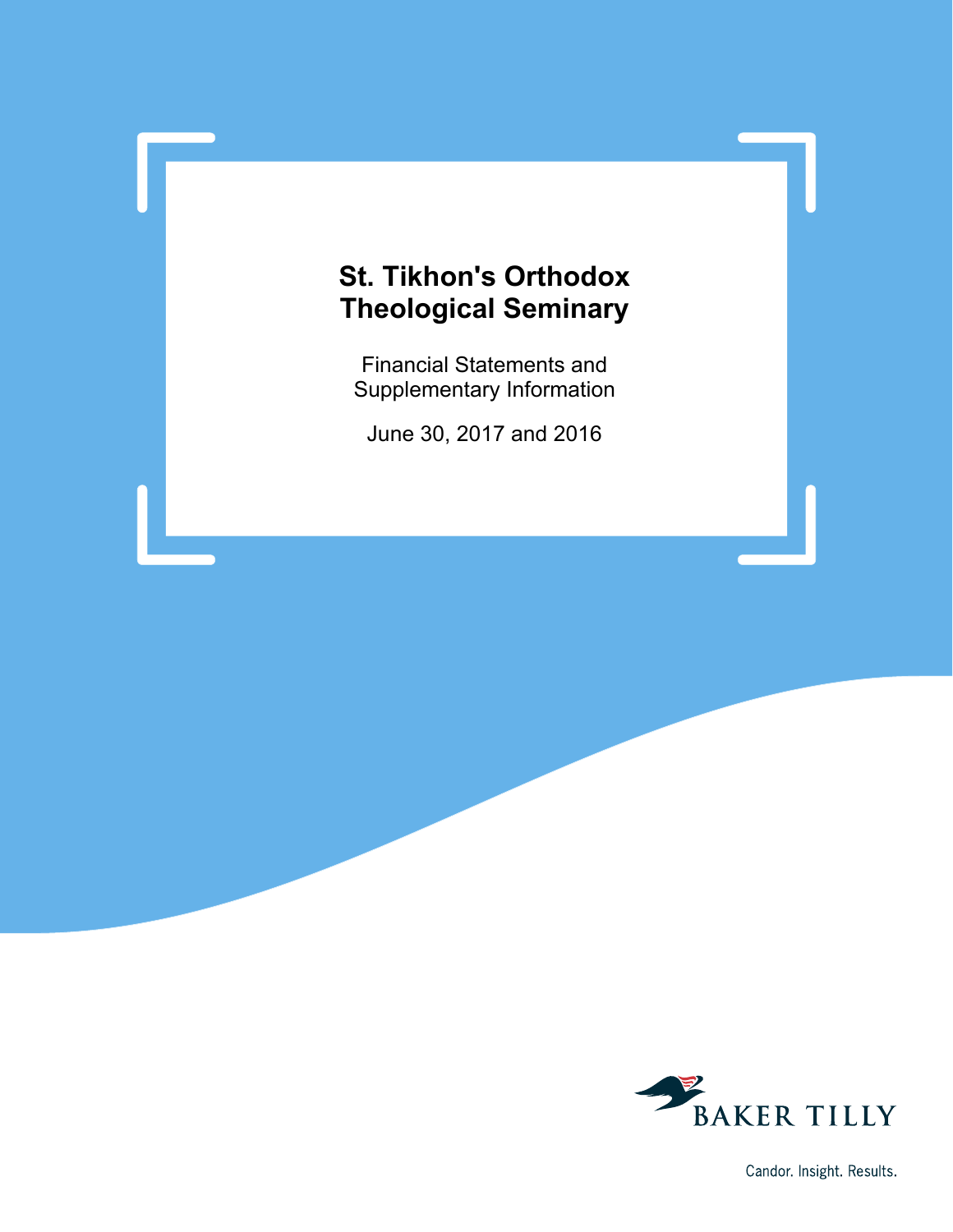# St. Tikhon's Orthodox Theological Seminary

Financial Statements and Supplementary Information

June 30, 2017 and 2016

BAKER TILLY

Candor. Insight. Results.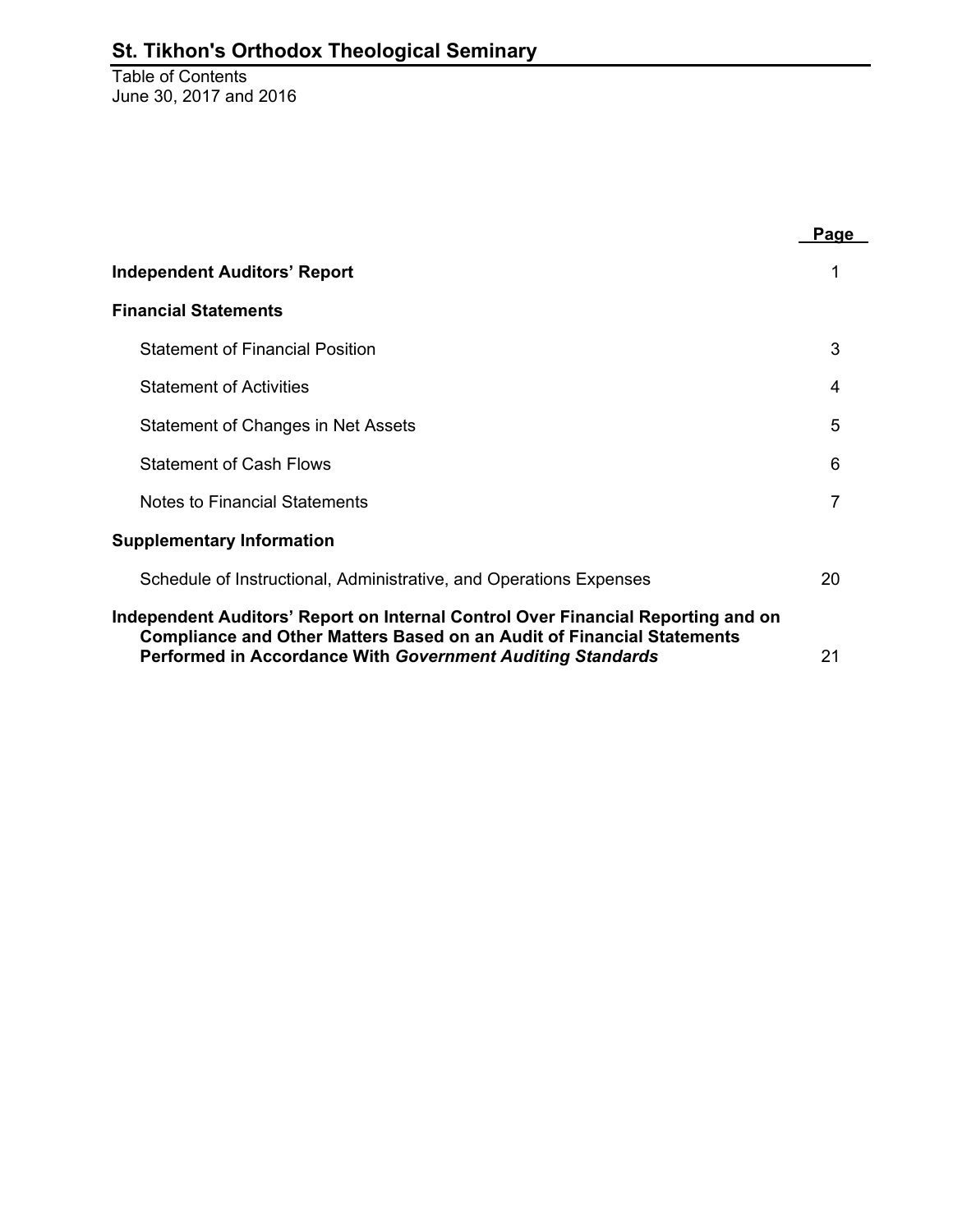# St. Tikhon's Orthodox Theological Seminary

Table of Contents
June 30, 2017 and 2016

| | Page |
|---|---|
| **Independent Auditors' Report** | 1 |
| **Financial Statements** | |
| Statement of Financial Position | 3 |
| Statement of Activities | 4 |
| Statement of Changes in Net Assets | 5 |
| Statement of Cash Flows | 6 |
| Notes to Financial Statements | 7 |
| **Supplementary Information** | |
| Schedule of Instructional, Administrative, and Operations Expenses | 20 |
| **Independent Auditors' Report on Internal Control Over Financial Reporting and on Compliance and Other Matters Based on an Audit of Financial Statements Performed in Accordance With *Government Auditing Standards*** | 21 |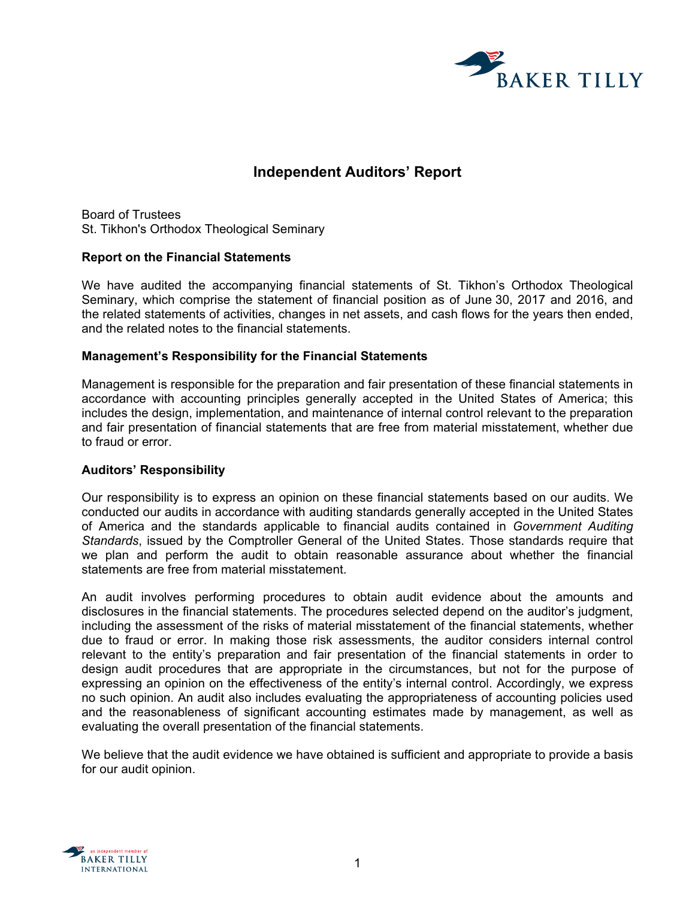# Independent Auditors' Report

Board of Trustees
St. Tikhon's Orthodox Theological Seminary

### Report on the Financial Statements

We have audited the accompanying financial statements of St. Tikhon's Orthodox Theological Seminary, which comprise the statement of financial position as of June 30, 2017 and 2016, and the related statements of activities, changes in net assets, and cash flows for the years then ended, and the related notes to the financial statements.

### Management's Responsibility for the Financial Statements

Management is responsible for the preparation and fair presentation of these financial statements in accordance with accounting principles generally accepted in the United States of America; this includes the design, implementation, and maintenance of internal control relevant to the preparation and fair presentation of financial statements that are free from material misstatement, whether due to fraud or error.

### Auditors' Responsibility

Our responsibility is to express an opinion on these financial statements based on our audits. We conducted our audits in accordance with auditing standards generally accepted in the United States of America and the standards applicable to financial audits contained in *Government Auditing Standards*, issued by the Comptroller General of the United States. Those standards require that we plan and perform the audit to obtain reasonable assurance about whether the financial statements are free from material misstatement.

An audit involves performing procedures to obtain audit evidence about the amounts and disclosures in the financial statements. The procedures selected depend on the auditor's judgment, including the assessment of the risks of material misstatement of the financial statements, whether due to fraud or error. In making those risk assessments, the auditor considers internal control relevant to the entity's preparation and fair presentation of the financial statements in order to design audit procedures that are appropriate in the circumstances, but not for the purpose of expressing an opinion on the effectiveness of the entity's internal control. Accordingly, we express no such opinion. An audit also includes evaluating the appropriateness of accounting policies used and the reasonableness of significant accounting estimates made by management, as well as evaluating the overall presentation of the financial statements.

We believe that the audit evidence we have obtained is sufficient and appropriate to provide a basis for our audit opinion.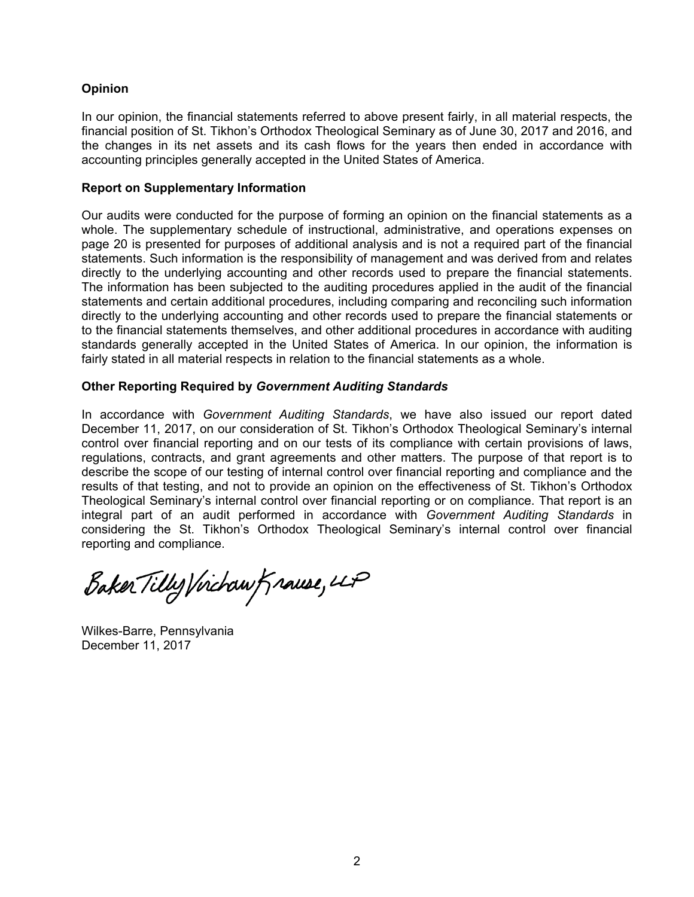**Opinion**

In our opinion, the financial statements referred to above present fairly, in all material respects, the financial position of St. Tikhon's Orthodox Theological Seminary as of June 30, 2017 and 2016, and the changes in its net assets and its cash flows for the years then ended in accordance with accounting principles generally accepted in the United States of America.

**Report on Supplementary Information**

Our audits were conducted for the purpose of forming an opinion on the financial statements as a whole. The supplementary schedule of instructional, administrative, and operations expenses on page 20 is presented for purposes of additional analysis and is not a required part of the financial statements. Such information is the responsibility of management and was derived from and relates directly to the underlying accounting and other records used to prepare the financial statements. The information has been subjected to the auditing procedures applied in the audit of the financial statements and certain additional procedures, including comparing and reconciling such information directly to the underlying accounting and other records used to prepare the financial statements or to the financial statements themselves, and other additional procedures in accordance with auditing standards generally accepted in the United States of America. In our opinion, the information is fairly stated in all material respects in relation to the financial statements as a whole.

**Other Reporting Required by *Government Auditing Standards***

In accordance with *Government Auditing Standards*, we have also issued our report dated December 11, 2017, on our consideration of St. Tikhon's Orthodox Theological Seminary's internal control over financial reporting and on our tests of its compliance with certain provisions of laws, regulations, contracts, and grant agreements and other matters. The purpose of that report is to describe the scope of our testing of internal control over financial reporting and compliance and the results of that testing, and not to provide an opinion on the effectiveness of St. Tikhon's Orthodox Theological Seminary's internal control over financial reporting or on compliance. That report is an integral part of an audit performed in accordance with *Government Auditing Standards* in considering the St. Tikhon's Orthodox Theological Seminary's internal control over financial reporting and compliance.

Baker Tilly Virchow Krause, LLP

Wilkes-Barre, Pennsylvania
December 11, 2017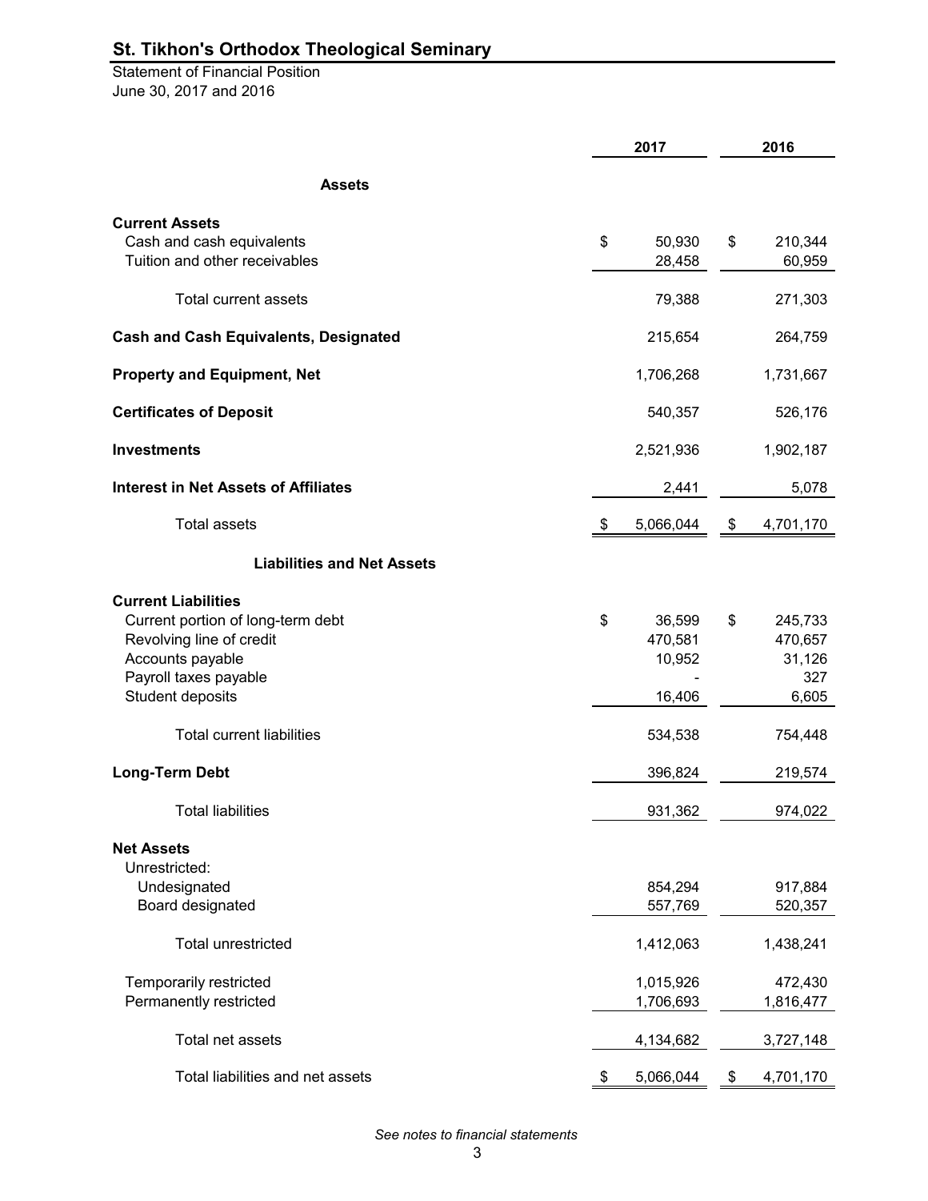# St. Tikhon's Orthodox Theological Seminary

Statement of Financial Position
June 30, 2017 and 2016

| | 2017 | 2016 |
|---|---|---|
| **Assets** | | |
| **Current Assets** | | |
| Cash and cash equivalents | $ 50,930 | $ 210,344 |
| Tuition and other receivables | 28,458 | 60,959 |
| Total current assets | 79,388 | 271,303 |
| **Cash and Cash Equivalents, Designated** | 215,654 | 264,759 |
| **Property and Equipment, Net** | 1,706,268 | 1,731,667 |
| **Certificates of Deposit** | 540,357 | 526,176 |
| **Investments** | 2,521,936 | 1,902,187 |
| **Interest in Net Assets of Affiliates** | 2,441 | 5,078 |
| Total assets | $ 5,066,044 | $ 4,701,170 |
| **Liabilities and Net Assets** | | |
| **Current Liabilities** | | |
| Current portion of long-term debt | $ 36,599 | $ 245,733 |
| Revolving line of credit | 470,581 | 470,657 |
| Accounts payable | 10,952 | 31,126 |
| Payroll taxes payable | - | 327 |
| Student deposits | 16,406 | 6,605 |
| Total current liabilities | 534,538 | 754,448 |
| **Long-Term Debt** | 396,824 | 219,574 |
| Total liabilities | 931,362 | 974,022 |
| **Net Assets** | | |
| Unrestricted: | | |
| Undesignated | 854,294 | 917,884 |
| Board designated | 557,769 | 520,357 |
| Total unrestricted | 1,412,063 | 1,438,241 |
| Temporarily restricted | 1,015,926 | 472,430 |
| Permanently restricted | 1,706,693 | 1,816,477 |
| Total net assets | 4,134,682 | 3,727,148 |
| Total liabilities and net assets | $ 5,066,044 | $ 4,701,170 |

*See notes to financial statements*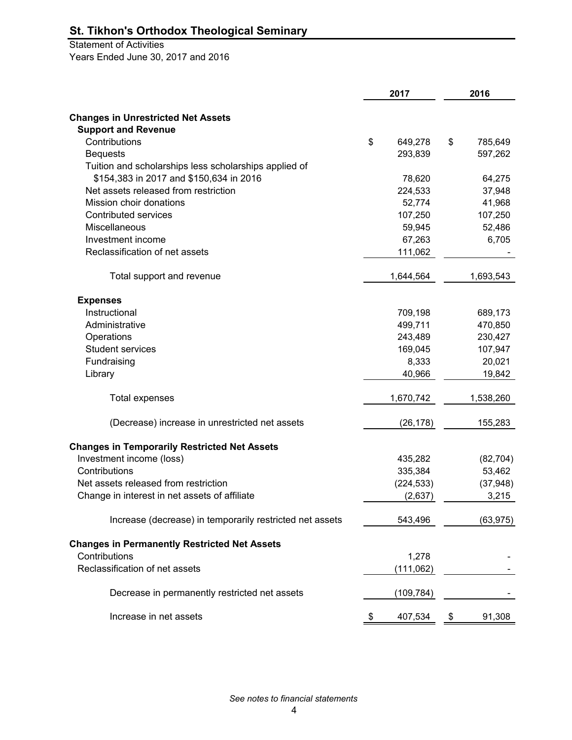# St. Tikhon's Orthodox Theological Seminary

Statement of Activities

Years Ended June 30, 2017 and 2016

| | 2017 | 2016 |
|---|---|---|
| **Changes in Unrestricted Net Assets** | | |
| **Support and Revenue** | | |
| Contributions | $ 649,278 | $ 785,649 |
| Bequests | 293,839 | 597,262 |
| Tuition and scholarships less scholarships applied of $154,383 in 2017 and $150,634 in 2016 | 78,620 | 64,275 |
| Net assets released from restriction | 224,533 | 37,948 |
| Mission choir donations | 52,774 | 41,968 |
| Contributed services | 107,250 | 107,250 |
| Miscellaneous | 59,945 | 52,486 |
| Investment income | 67,263 | 6,705 |
| Reclassification of net assets | 111,062 | - |
| Total support and revenue | 1,644,564 | 1,693,543 |
| **Expenses** | | |
| Instructional | 709,198 | 689,173 |
| Administrative | 499,711 | 470,850 |
| Operations | 243,489 | 230,427 |
| Student services | 169,045 | 107,947 |
| Fundraising | 8,333 | 20,021 |
| Library | 40,966 | 19,842 |
| Total expenses | 1,670,742 | 1,538,260 |
| (Decrease) increase in unrestricted net assets | (26,178) | 155,283 |
| **Changes in Temporarily Restricted Net Assets** | | |
| Investment income (loss) | 435,282 | (82,704) |
| Contributions | 335,384 | 53,462 |
| Net assets released from restriction | (224,533) | (37,948) |
| Change in interest in net assets of affiliate | (2,637) | 3,215 |
| Increase (decrease) in temporarily restricted net assets | 543,496 | (63,975) |
| **Changes in Permanently Restricted Net Assets** | | |
| Contributions | 1,278 | - |
| Reclassification of net assets | (111,062) | - |
| Decrease in permanently restricted net assets | (109,784) | - |
| Increase in net assets | $ 407,534 | $ 91,308 |

*See notes to financial statements*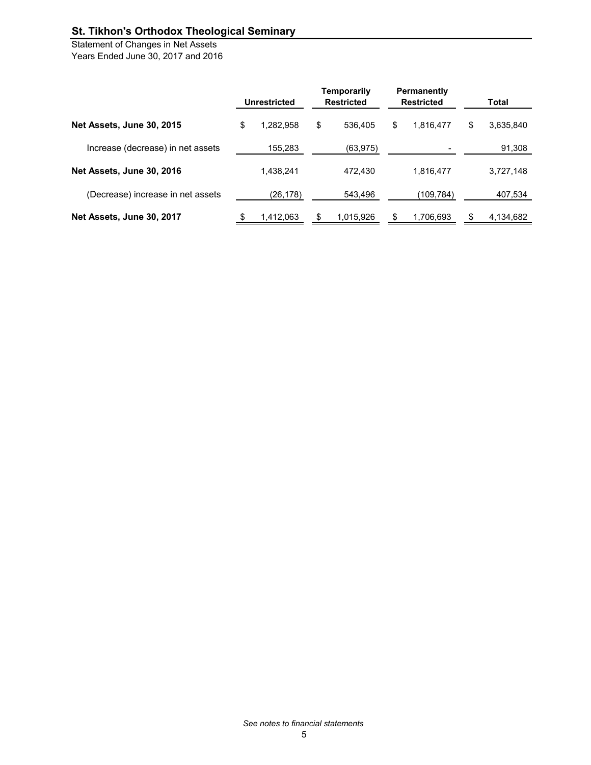# St. Tikhon's Orthodox Theological Seminary

Statement of Changes in Net Assets
Years Ended June 30, 2017 and 2016

| | Unrestricted | Temporarily Restricted | Permanently Restricted | Total |
|---|---|---|---|---|
| **Net Assets, June 30, 2015** | $ 1,282,958 | $ 536,405 | $ 1,816,477 | $ 3,635,840 |
| Increase (decrease) in net assets | 155,283 | (63,975) | - | 91,308 |
| **Net Assets, June 30, 2016** | 1,438,241 | 472,430 | 1,816,477 | 3,727,148 |
| (Decrease) increase in net assets | (26,178) | 543,496 | (109,784) | 407,534 |
| **Net Assets, June 30, 2017** | $ 1,412,063 | $ 1,015,926 | $ 1,706,693 | $ 4,134,682 |

*See notes to financial statements*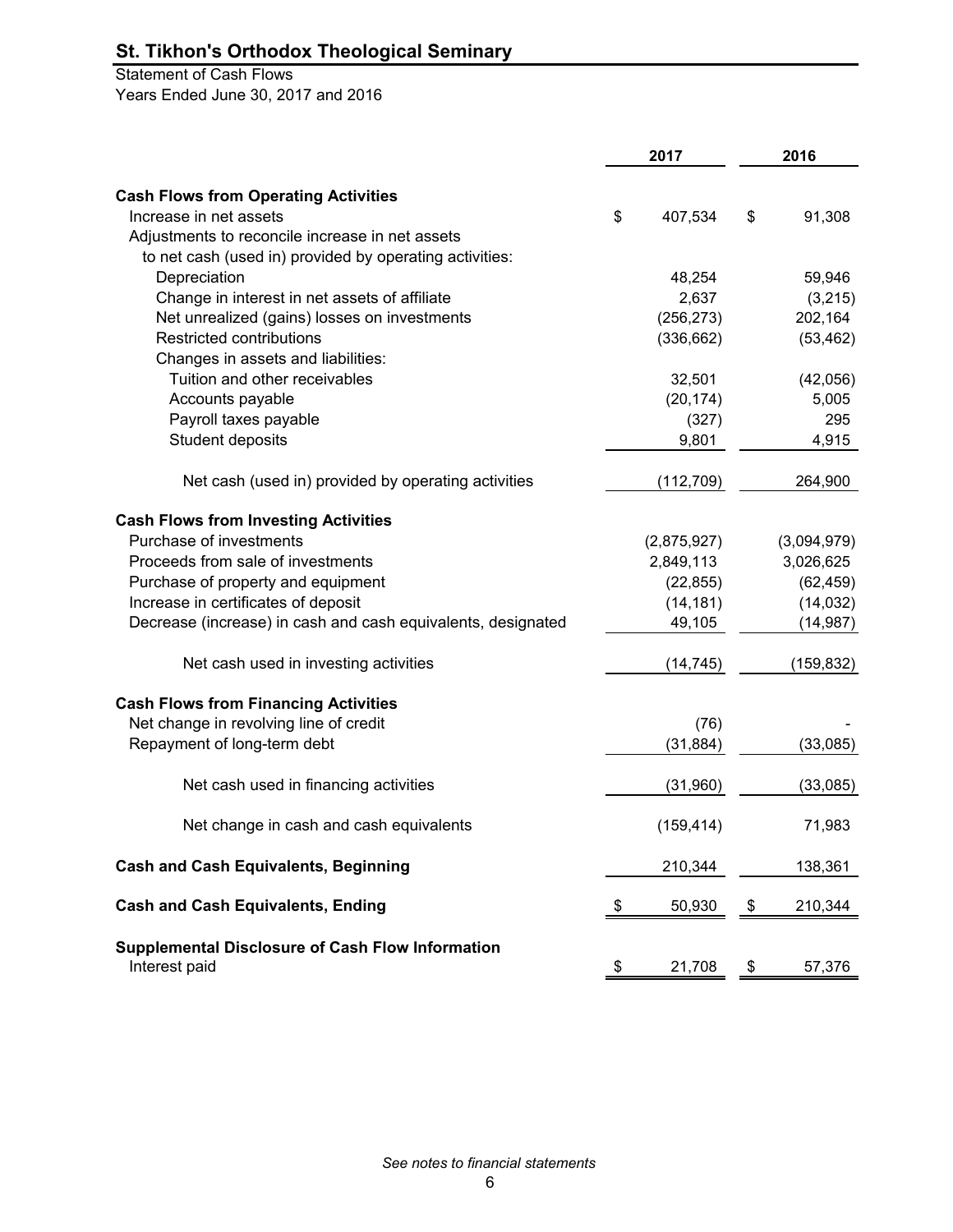# St. Tikhon's Orthodox Theological Seminary

Statement of Cash Flows
Years Ended June 30, 2017 and 2016

| | 2017 | 2016 |
|---|---|---|
| **Cash Flows from Operating Activities** | | |
| Increase in net assets | $ 407,534 | $ 91,308 |
| Adjustments to reconcile increase in net assets to net cash (used in) provided by operating activities: | | |
| Depreciation | 48,254 | 59,946 |
| Change in interest in net assets of affiliate | 2,637 | (3,215) |
| Net unrealized (gains) losses on investments | (256,273) | 202,164 |
| Restricted contributions | (336,662) | (53,462) |
| Changes in assets and liabilities: | | |
| Tuition and other receivables | 32,501 | (42,056) |
| Accounts payable | (20,174) | 5,005 |
| Payroll taxes payable | (327) | 295 |
| Student deposits | 9,801 | 4,915 |
| Net cash (used in) provided by operating activities | (112,709) | 264,900 |
| **Cash Flows from Investing Activities** | | |
| Purchase of investments | (2,875,927) | (3,094,979) |
| Proceeds from sale of investments | 2,849,113 | 3,026,625 |
| Purchase of property and equipment | (22,855) | (62,459) |
| Increase in certificates of deposit | (14,181) | (14,032) |
| Decrease (increase) in cash and cash equivalents, designated | 49,105 | (14,987) |
| Net cash used in investing activities | (14,745) | (159,832) |
| **Cash Flows from Financing Activities** | | |
| Net change in revolving line of credit | (76) | - |
| Repayment of long-term debt | (31,884) | (33,085) |
| Net cash used in financing activities | (31,960) | (33,085) |
| Net change in cash and cash equivalents | (159,414) | 71,983 |
| **Cash and Cash Equivalents, Beginning** | 210,344 | 138,361 |
| **Cash and Cash Equivalents, Ending** | $ 50,930 | $ 210,344 |
| **Supplemental Disclosure of Cash Flow Information** | | |
| Interest paid | $ 21,708 | $ 57,376 |

*See notes to financial statements*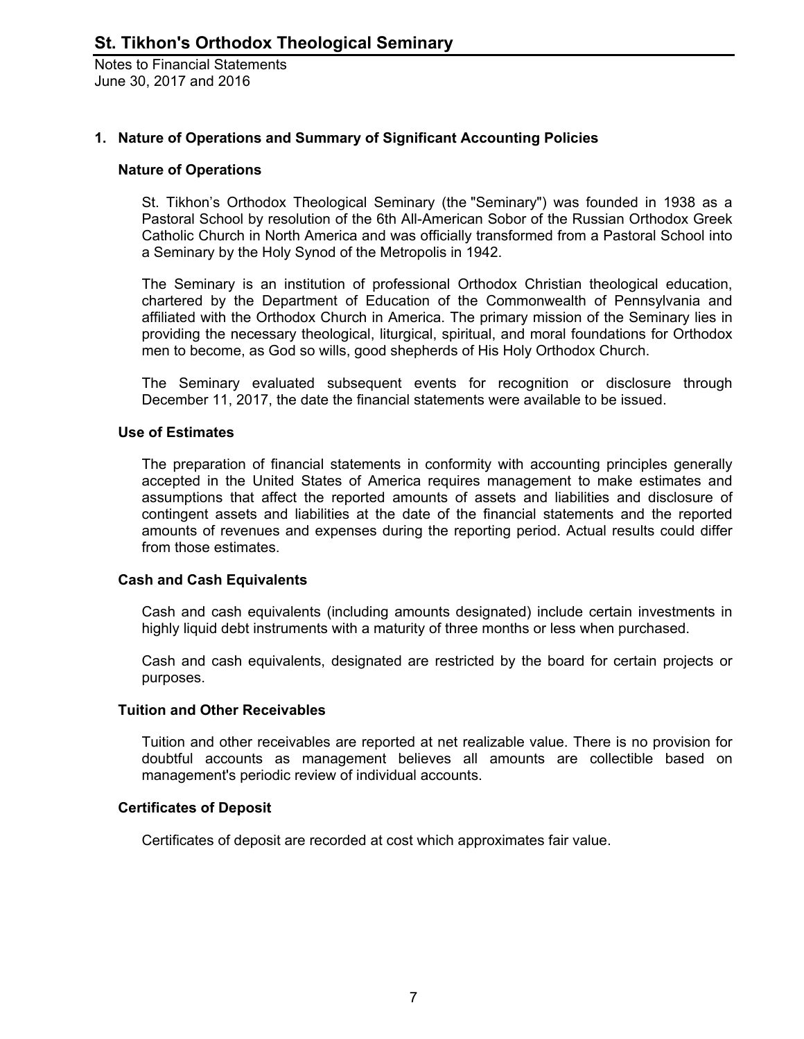## 1. Nature of Operations and Summary of Significant Accounting Policies

### Nature of Operations

St. Tikhon's Orthodox Theological Seminary (the "Seminary") was founded in 1938 as a Pastoral School by resolution of the 6th All-American Sobor of the Russian Orthodox Greek Catholic Church in North America and was officially transformed from a Pastoral School into a Seminary by the Holy Synod of the Metropolis in 1942.

The Seminary is an institution of professional Orthodox Christian theological education, chartered by the Department of Education of the Commonwealth of Pennsylvania and affiliated with the Orthodox Church in America. The primary mission of the Seminary lies in providing the necessary theological, liturgical, spiritual, and moral foundations for Orthodox men to become, as God so wills, good shepherds of His Holy Orthodox Church.

The Seminary evaluated subsequent events for recognition or disclosure through December 11, 2017, the date the financial statements were available to be issued.

### Use of Estimates

The preparation of financial statements in conformity with accounting principles generally accepted in the United States of America requires management to make estimates and assumptions that affect the reported amounts of assets and liabilities and disclosure of contingent assets and liabilities at the date of the financial statements and the reported amounts of revenues and expenses during the reporting period. Actual results could differ from those estimates.

### Cash and Cash Equivalents

Cash and cash equivalents (including amounts designated) include certain investments in highly liquid debt instruments with a maturity of three months or less when purchased.

Cash and cash equivalents, designated are restricted by the board for certain projects or purposes.

### Tuition and Other Receivables

Tuition and other receivables are reported at net realizable value. There is no provision for doubtful accounts as management believes all amounts are collectible based on management's periodic review of individual accounts.

### Certificates of Deposit

Certificates of deposit are recorded at cost which approximates fair value.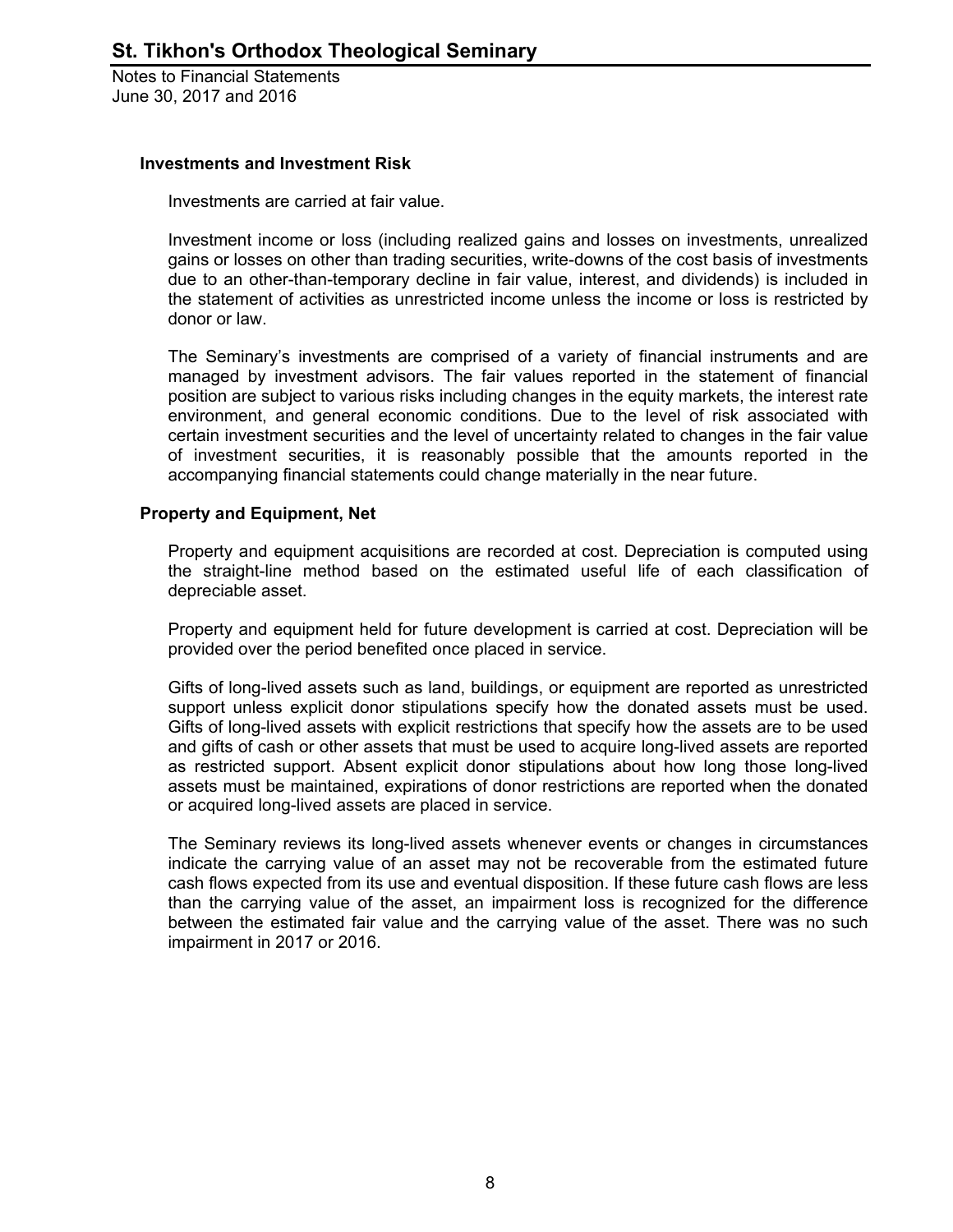### Investments and Investment Risk

Investments are carried at fair value.

Investment income or loss (including realized gains and losses on investments, unrealized gains or losses on other than trading securities, write-downs of the cost basis of investments due to an other-than-temporary decline in fair value, interest, and dividends) is included in the statement of activities as unrestricted income unless the income or loss is restricted by donor or law.

The Seminary's investments are comprised of a variety of financial instruments and are managed by investment advisors. The fair values reported in the statement of financial position are subject to various risks including changes in the equity markets, the interest rate environment, and general economic conditions. Due to the level of risk associated with certain investment securities and the level of uncertainty related to changes in the fair value of investment securities, it is reasonably possible that the amounts reported in the accompanying financial statements could change materially in the near future.

### Property and Equipment, Net

Property and equipment acquisitions are recorded at cost. Depreciation is computed using the straight-line method based on the estimated useful life of each classification of depreciable asset.

Property and equipment held for future development is carried at cost. Depreciation will be provided over the period benefited once placed in service.

Gifts of long-lived assets such as land, buildings, or equipment are reported as unrestricted support unless explicit donor stipulations specify how the donated assets must be used. Gifts of long-lived assets with explicit restrictions that specify how the assets are to be used and gifts of cash or other assets that must be used to acquire long-lived assets are reported as restricted support. Absent explicit donor stipulations about how long those long-lived assets must be maintained, expirations of donor restrictions are reported when the donated or acquired long-lived assets are placed in service.

The Seminary reviews its long-lived assets whenever events or changes in circumstances indicate the carrying value of an asset may not be recoverable from the estimated future cash flows expected from its use and eventual disposition. If these future cash flows are less than the carrying value of the asset, an impairment loss is recognized for the difference between the estimated fair value and the carrying value of the asset. There was no such impairment in 2017 or 2016.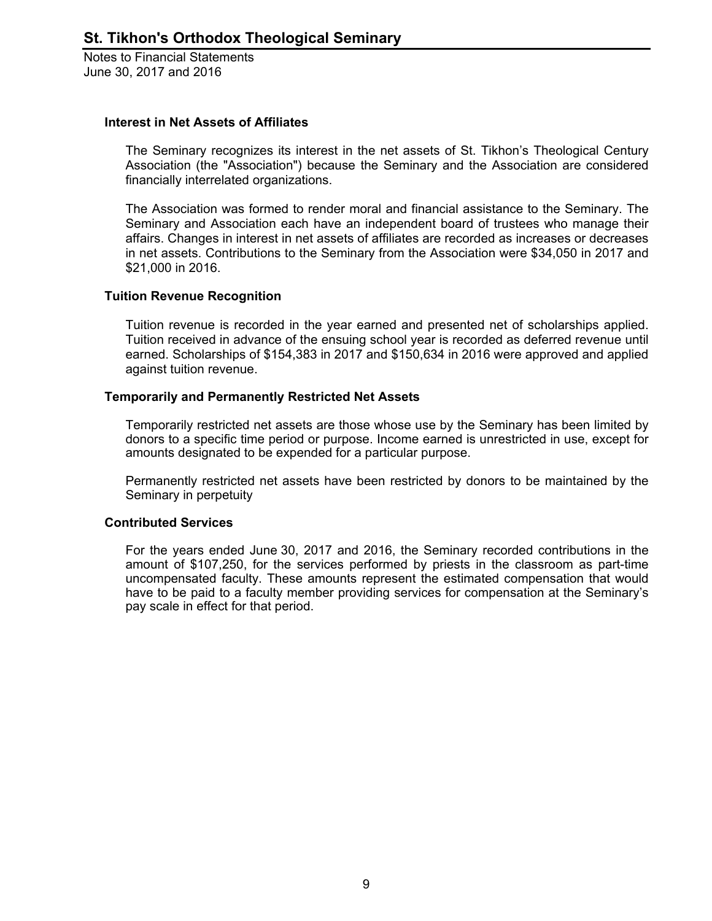### Interest in Net Assets of Affiliates

The Seminary recognizes its interest in the net assets of St. Tikhon's Theological Century Association (the "Association") because the Seminary and the Association are considered financially interrelated organizations.

The Association was formed to render moral and financial assistance to the Seminary. The Seminary and Association each have an independent board of trustees who manage their affairs. Changes in interest in net assets of affiliates are recorded as increases or decreases in net assets. Contributions to the Seminary from the Association were $34,050 in 2017 and $21,000 in 2016.

### Tuition Revenue Recognition

Tuition revenue is recorded in the year earned and presented net of scholarships applied. Tuition received in advance of the ensuing school year is recorded as deferred revenue until earned. Scholarships of $154,383 in 2017 and $150,634 in 2016 were approved and applied against tuition revenue.

### Temporarily and Permanently Restricted Net Assets

Temporarily restricted net assets are those whose use by the Seminary has been limited by donors to a specific time period or purpose. Income earned is unrestricted in use, except for amounts designated to be expended for a particular purpose.

Permanently restricted net assets have been restricted by donors to be maintained by the Seminary in perpetuity

### Contributed Services

For the years ended June 30, 2017 and 2016, the Seminary recorded contributions in the amount of $107,250, for the services performed by priests in the classroom as part-time uncompensated faculty. These amounts represent the estimated compensation that would have to be paid to a faculty member providing services for compensation at the Seminary's pay scale in effect for that period.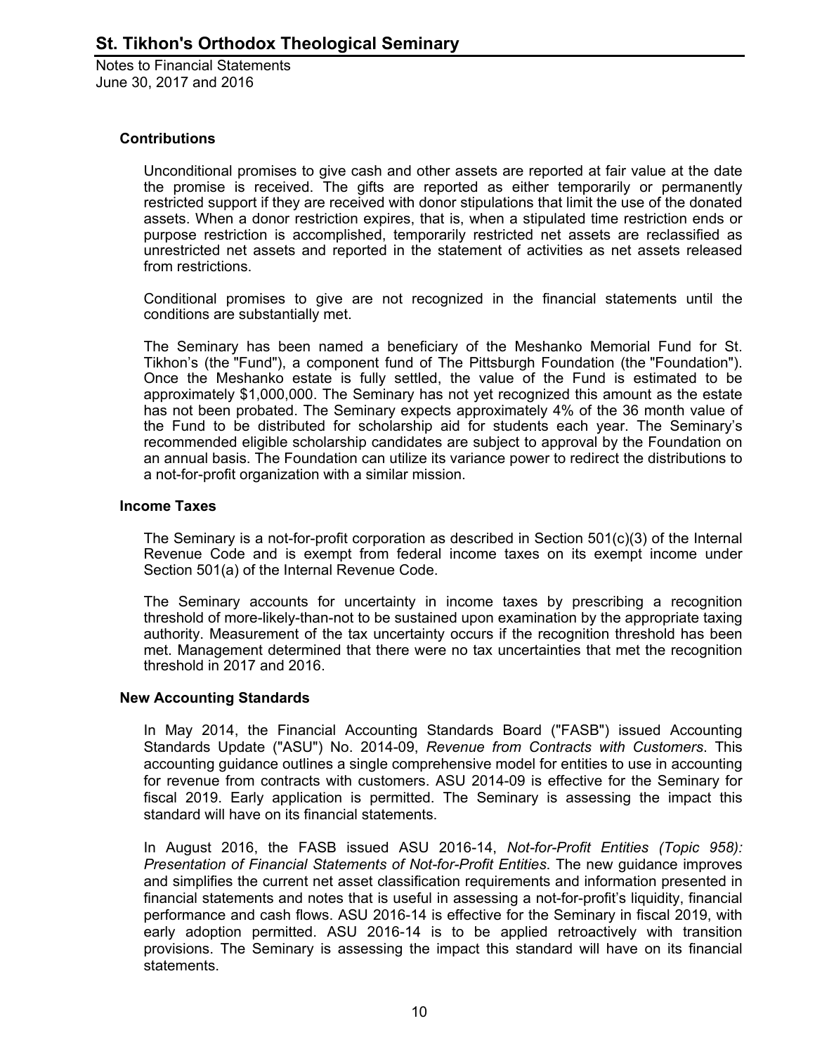### Contributions

Unconditional promises to give cash and other assets are reported at fair value at the date the promise is received. The gifts are reported as either temporarily or permanently restricted support if they are received with donor stipulations that limit the use of the donated assets. When a donor restriction expires, that is, when a stipulated time restriction ends or purpose restriction is accomplished, temporarily restricted net assets are reclassified as unrestricted net assets and reported in the statement of activities as net assets released from restrictions.

Conditional promises to give are not recognized in the financial statements until the conditions are substantially met.

The Seminary has been named a beneficiary of the Meshanko Memorial Fund for St. Tikhon's (the "Fund"), a component fund of The Pittsburgh Foundation (the "Foundation"). Once the Meshanko estate is fully settled, the value of the Fund is estimated to be approximately $1,000,000. The Seminary has not yet recognized this amount as the estate has not been probated. The Seminary expects approximately 4% of the 36 month value of the Fund to be distributed for scholarship aid for students each year. The Seminary's recommended eligible scholarship candidates are subject to approval by the Foundation on an annual basis. The Foundation can utilize its variance power to redirect the distributions to a not-for-profit organization with a similar mission.

### Income Taxes

The Seminary is a not-for-profit corporation as described in Section 501(c)(3) of the Internal Revenue Code and is exempt from federal income taxes on its exempt income under Section 501(a) of the Internal Revenue Code.

The Seminary accounts for uncertainty in income taxes by prescribing a recognition threshold of more-likely-than-not to be sustained upon examination by the appropriate taxing authority. Measurement of the tax uncertainty occurs if the recognition threshold has been met. Management determined that there were no tax uncertainties that met the recognition threshold in 2017 and 2016.

### New Accounting Standards

In May 2014, the Financial Accounting Standards Board ("FASB") issued Accounting Standards Update ("ASU") No. 2014-09, *Revenue from Contracts with Customers*. This accounting guidance outlines a single comprehensive model for entities to use in accounting for revenue from contracts with customers. ASU 2014-09 is effective for the Seminary for fiscal 2019. Early application is permitted. The Seminary is assessing the impact this standard will have on its financial statements.

In August 2016, the FASB issued ASU 2016-14, *Not-for-Profit Entities (Topic 958): Presentation of Financial Statements of Not-for-Profit Entities*. The new guidance improves and simplifies the current net asset classification requirements and information presented in financial statements and notes that is useful in assessing a not-for-profit's liquidity, financial performance and cash flows. ASU 2016-14 is effective for the Seminary in fiscal 2019, with early adoption permitted. ASU 2016-14 is to be applied retroactively with transition provisions. The Seminary is assessing the impact this standard will have on its financial statements.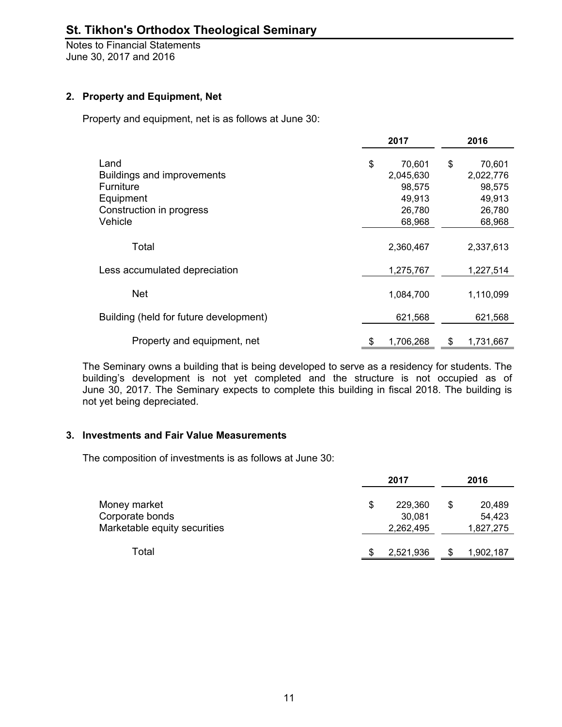# St. Tikhon's Orthodox Theological Seminary

Notes to Financial Statements
June 30, 2017 and 2016

## 2. Property and Equipment, Net

Property and equipment, net is as follows at June 30:

| | 2017 | 2016 |
|---|---|---|
| Land | $ 70,601 | $ 70,601 |
| Buildings and improvements | 2,045,630 | 2,022,776 |
| Furniture | 98,575 | 98,575 |
| Equipment | 49,913 | 49,913 |
| Construction in progress | 26,780 | 26,780 |
| Vehicle | 68,968 | 68,968 |
| Total | 2,360,467 | 2,337,613 |
| Less accumulated depreciation | 1,275,767 | 1,227,514 |
| Net | 1,084,700 | 1,110,099 |
| Building (held for future development) | 621,568 | 621,568 |
| Property and equipment, net | $ 1,706,268 | $ 1,731,667 |

The Seminary owns a building that is being developed to serve as a residency for students. The building's development is not yet completed and the structure is not occupied as of June 30, 2017. The Seminary expects to complete this building in fiscal 2018. The building is not yet being depreciated.

## 3. Investments and Fair Value Measurements

The composition of investments is as follows at June 30:

| | 2017 | 2016 |
|---|---|---|
| Money market | $ 229,360 | $ 20,489 |
| Corporate bonds | 30,081 | 54,423 |
| Marketable equity securities | 2,262,495 | 1,827,275 |
| Total | $ 2,521,936 | $ 1,902,187 |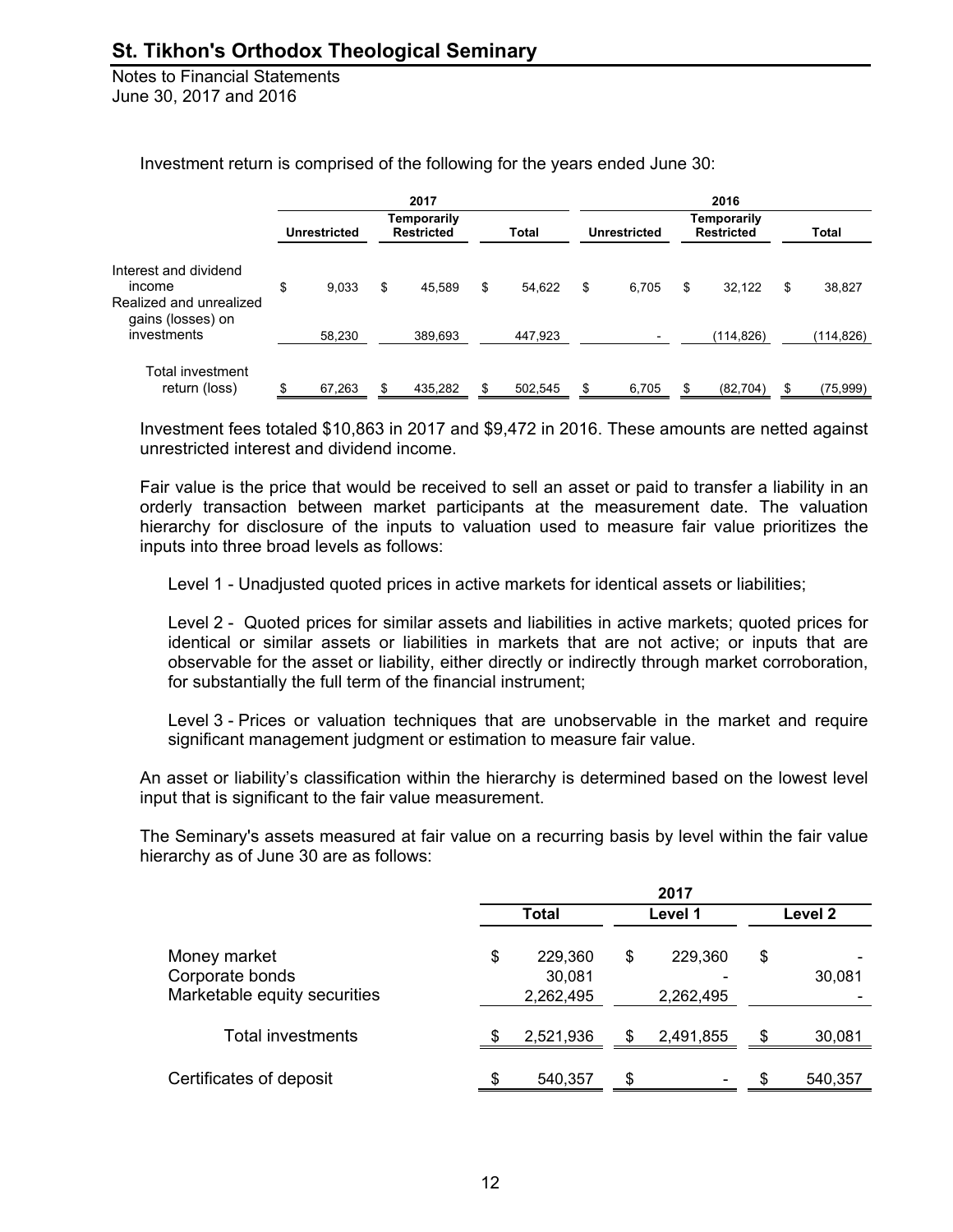Investment return is comprised of the following for the years ended June 30:

| | 2017 | | | 2016 | | |
|---|---|---|---|---|---|---|
| | Unrestricted | Temporarily Restricted | Total | Unrestricted | Temporarily Restricted | Total |
| Interest and dividend income | $ 9,033 | $ 45,589 | $ 54,622 | $ 6,705 | $ 32,122 | $ 38,827 |
| Realized and unrealized gains (losses) on investments | 58,230 | 389,693 | 447,923 | - | (114,826) | (114,826) |
| Total investment return (loss) | $ 67,263 | $ 435,282 | $ 502,545 | $ 6,705 | $ (82,704) | $ (75,999) |

Investment fees totaled $10,863 in 2017 and $9,472 in 2016. These amounts are netted against unrestricted interest and dividend income.

Fair value is the price that would be received to sell an asset or paid to transfer a liability in an orderly transaction between market participants at the measurement date. The valuation hierarchy for disclosure of the inputs to valuation used to measure fair value prioritizes the inputs into three broad levels as follows:

Level 1 - Unadjusted quoted prices in active markets for identical assets or liabilities;

Level 2 - Quoted prices for similar assets and liabilities in active markets; quoted prices for identical or similar assets or liabilities in markets that are not active; or inputs that are observable for the asset or liability, either directly or indirectly through market corroboration, for substantially the full term of the financial instrument;

Level 3 - Prices or valuation techniques that are unobservable in the market and require significant management judgment or estimation to measure fair value.

An asset or liability's classification within the hierarchy is determined based on the lowest level input that is significant to the fair value measurement.

The Seminary's assets measured at fair value on a recurring basis by level within the fair value hierarchy as of June 30 are as follows:

| | 2017 | | |
|---|---|---|---|
| | Total | Level 1 | Level 2 |
| Money market | $ 229,360 | $ 229,360 | $ - |
| Corporate bonds | 30,081 | - | 30,081 |
| Marketable equity securities | 2,262,495 | 2,262,495 | - |
| Total investments | $ 2,521,936 | $ 2,491,855 | $ 30,081 |
| Certificates of deposit | $ 540,357 | $ - | $ 540,357 |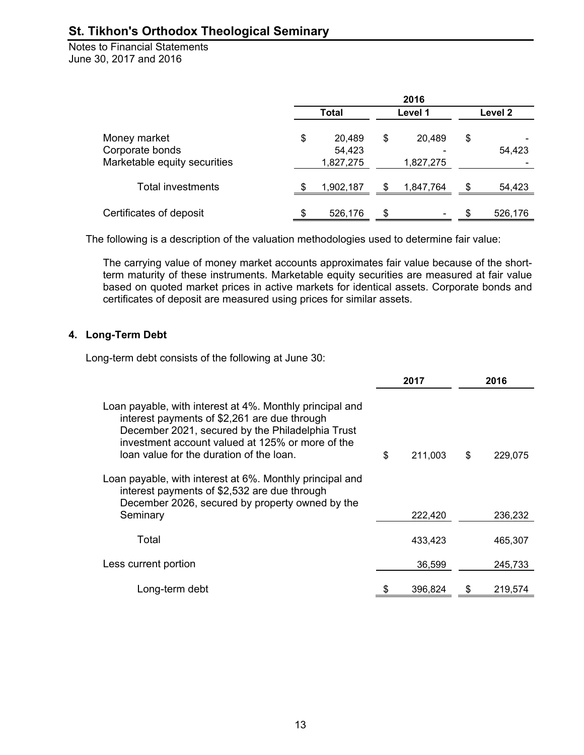|  | 2016 |  |  |
| --- | --- | --- | --- |
|  | Total | Level 1 | Level 2 |
| Money market | $ 20,489 | $ 20,489 | $ - |
| Corporate bonds | 54,423 | - | 54,423 |
| Marketable equity securities | 1,827,275 | 1,827,275 | - |
| Total investments | $ 1,902,187 | $ 1,847,764 | $ 54,423 |
| Certificates of deposit | $ 526,176 | $ - | $ 526,176 |

The following is a description of the valuation methodologies used to determine fair value:

The carrying value of money market accounts approximates fair value because of the short-term maturity of these instruments. Marketable equity securities are measured at fair value based on quoted market prices in active markets for identical assets. Corporate bonds and certificates of deposit are measured using prices for similar assets.

## 4. Long-Term Debt

Long-term debt consists of the following at June 30:

|  | 2017 | 2016 |
| --- | --- | --- |
| Loan payable, with interest at 4%. Monthly principal and interest payments of $2,261 are due through December 2021, secured by the Philadelphia Trust investment account valued at 125% or more of the loan value for the duration of the loan. | $ 211,003 | $ 229,075 |
| Loan payable, with interest at 6%. Monthly principal and interest payments of $2,532 are due through December 2026, secured by property owned by the Seminary | 222,420 | 236,232 |
| Total | 433,423 | 465,307 |
| Less current portion | 36,599 | 245,733 |
| Long-term debt | $ 396,824 | $ 219,574 |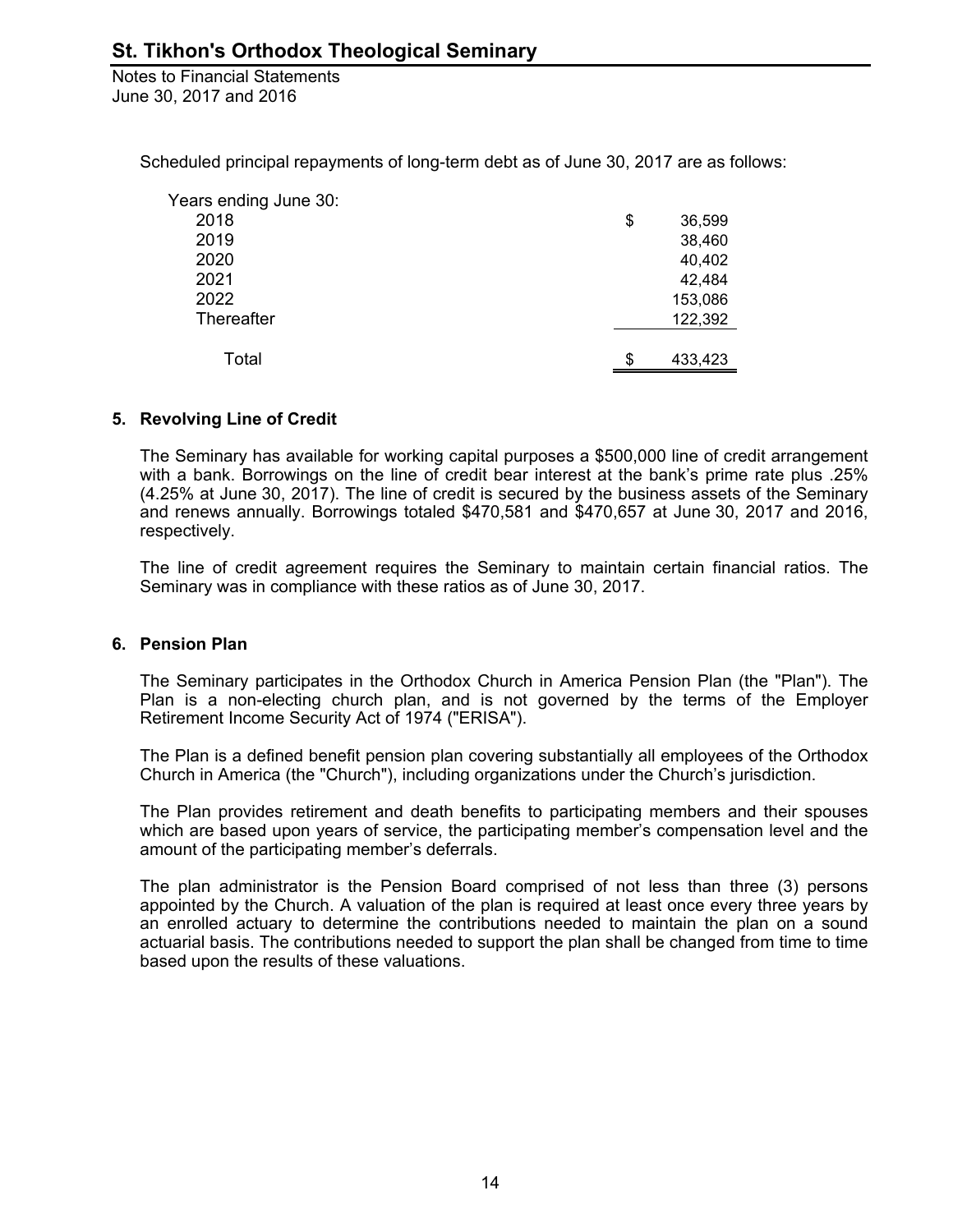Scheduled principal repayments of long-term debt as of June 30, 2017 are as follows:

| Years ending June 30: | |
|---|---|
| 2018 | $ 36,599 |
| 2019 | 38,460 |
| 2020 | 40,402 |
| 2021 | 42,484 |
| 2022 | 153,086 |
| Thereafter | 122,392 |
| Total | $ 433,423 |

### 5. Revolving Line of Credit

The Seminary has available for working capital purposes a $500,000 line of credit arrangement with a bank. Borrowings on the line of credit bear interest at the bank's prime rate plus .25% (4.25% at June 30, 2017). The line of credit is secured by the business assets of the Seminary and renews annually. Borrowings totaled $470,581 and $470,657 at June 30, 2017 and 2016, respectively.

The line of credit agreement requires the Seminary to maintain certain financial ratios. The Seminary was in compliance with these ratios as of June 30, 2017.

### 6. Pension Plan

The Seminary participates in the Orthodox Church in America Pension Plan (the "Plan"). The Plan is a non-electing church plan, and is not governed by the terms of the Employer Retirement Income Security Act of 1974 ("ERISA").

The Plan is a defined benefit pension plan covering substantially all employees of the Orthodox Church in America (the "Church"), including organizations under the Church's jurisdiction.

The Plan provides retirement and death benefits to participating members and their spouses which are based upon years of service, the participating member's compensation level and the amount of the participating member's deferrals.

The plan administrator is the Pension Board comprised of not less than three (3) persons appointed by the Church. A valuation of the plan is required at least once every three years by an enrolled actuary to determine the contributions needed to maintain the plan on a sound actuarial basis. The contributions needed to support the plan shall be changed from time to time based upon the results of these valuations.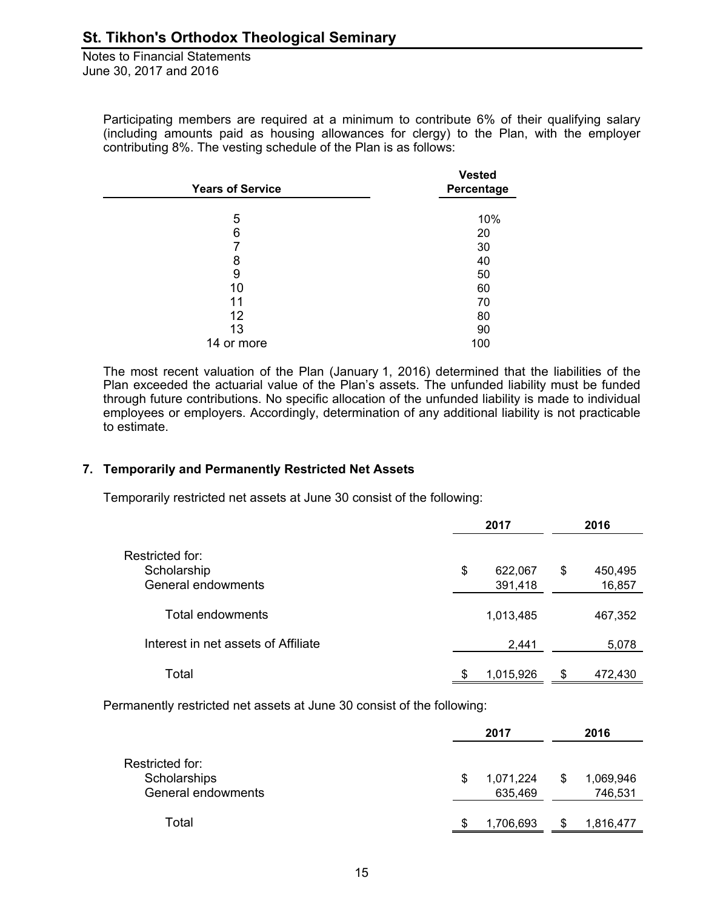Participating members are required at a minimum to contribute 6% of their qualifying salary (including amounts paid as housing allowances for clergy) to the Plan, with the employer contributing 8%. The vesting schedule of the Plan is as follows:

| Years of Service | Vested Percentage |
|---|---|
| 5 | 10% |
| 6 | 20 |
| 7 | 30 |
| 8 | 40 |
| 9 | 50 |
| 10 | 60 |
| 11 | 70 |
| 12 | 80 |
| 13 | 90 |
| 14 or more | 100 |

The most recent valuation of the Plan (January 1, 2016) determined that the liabilities of the Plan exceeded the actuarial value of the Plan's assets. The unfunded liability must be funded through future contributions. No specific allocation of the unfunded liability is made to individual employees or employers. Accordingly, determination of any additional liability is not practicable to estimate.

## 7. Temporarily and Permanently Restricted Net Assets

Temporarily restricted net assets at June 30 consist of the following:

| | 2017 | 2016 |
|---|---|---|
| Restricted for: | | |
| Scholarship | $ 622,067 | $ 450,495 |
| General endowments | 391,418 | 16,857 |
| Total endowments | 1,013,485 | 467,352 |
| Interest in net assets of Affiliate | 2,441 | 5,078 |
| Total | $ 1,015,926 | $ 472,430 |

Permanently restricted net assets at June 30 consist of the following:

| | 2017 | 2016 |
|---|---|---|
| Restricted for: | | |
| Scholarships | $ 1,071,224 | $ 1,069,946 |
| General endowments | 635,469 | 746,531 |
| Total | $ 1,706,693 | $ 1,816,477 |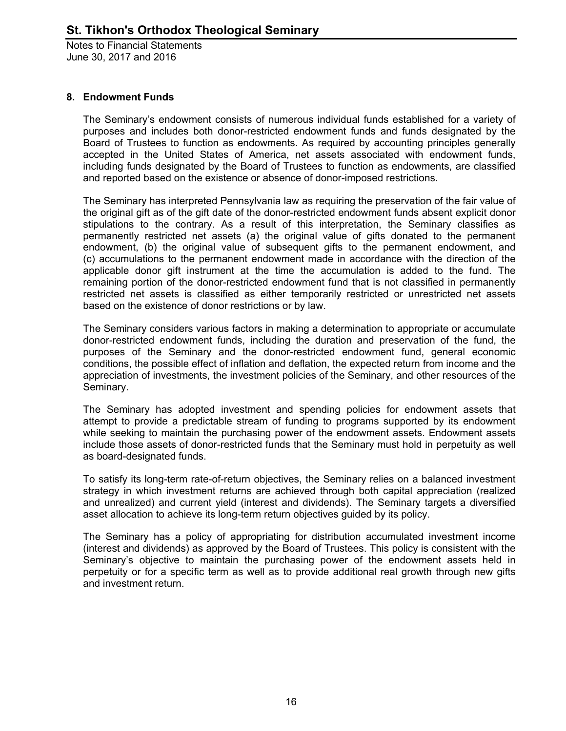## 8. Endowment Funds

The Seminary's endowment consists of numerous individual funds established for a variety of purposes and includes both donor-restricted endowment funds and funds designated by the Board of Trustees to function as endowments. As required by accounting principles generally accepted in the United States of America, net assets associated with endowment funds, including funds designated by the Board of Trustees to function as endowments, are classified and reported based on the existence or absence of donor-imposed restrictions.

The Seminary has interpreted Pennsylvania law as requiring the preservation of the fair value of the original gift as of the gift date of the donor-restricted endowment funds absent explicit donor stipulations to the contrary. As a result of this interpretation, the Seminary classifies as permanently restricted net assets (a) the original value of gifts donated to the permanent endowment, (b) the original value of subsequent gifts to the permanent endowment, and (c) accumulations to the permanent endowment made in accordance with the direction of the applicable donor gift instrument at the time the accumulation is added to the fund. The remaining portion of the donor-restricted endowment fund that is not classified in permanently restricted net assets is classified as either temporarily restricted or unrestricted net assets based on the existence of donor restrictions or by law.

The Seminary considers various factors in making a determination to appropriate or accumulate donor-restricted endowment funds, including the duration and preservation of the fund, the purposes of the Seminary and the donor-restricted endowment fund, general economic conditions, the possible effect of inflation and deflation, the expected return from income and the appreciation of investments, the investment policies of the Seminary, and other resources of the Seminary.

The Seminary has adopted investment and spending policies for endowment assets that attempt to provide a predictable stream of funding to programs supported by its endowment while seeking to maintain the purchasing power of the endowment assets. Endowment assets include those assets of donor-restricted funds that the Seminary must hold in perpetuity as well as board-designated funds.

To satisfy its long-term rate-of-return objectives, the Seminary relies on a balanced investment strategy in which investment returns are achieved through both capital appreciation (realized and unrealized) and current yield (interest and dividends). The Seminary targets a diversified asset allocation to achieve its long-term return objectives guided by its policy.

The Seminary has a policy of appropriating for distribution accumulated investment income (interest and dividends) as approved by the Board of Trustees. This policy is consistent with the Seminary's objective to maintain the purchasing power of the endowment assets held in perpetuity or for a specific term as well as to provide additional real growth through new gifts and investment return.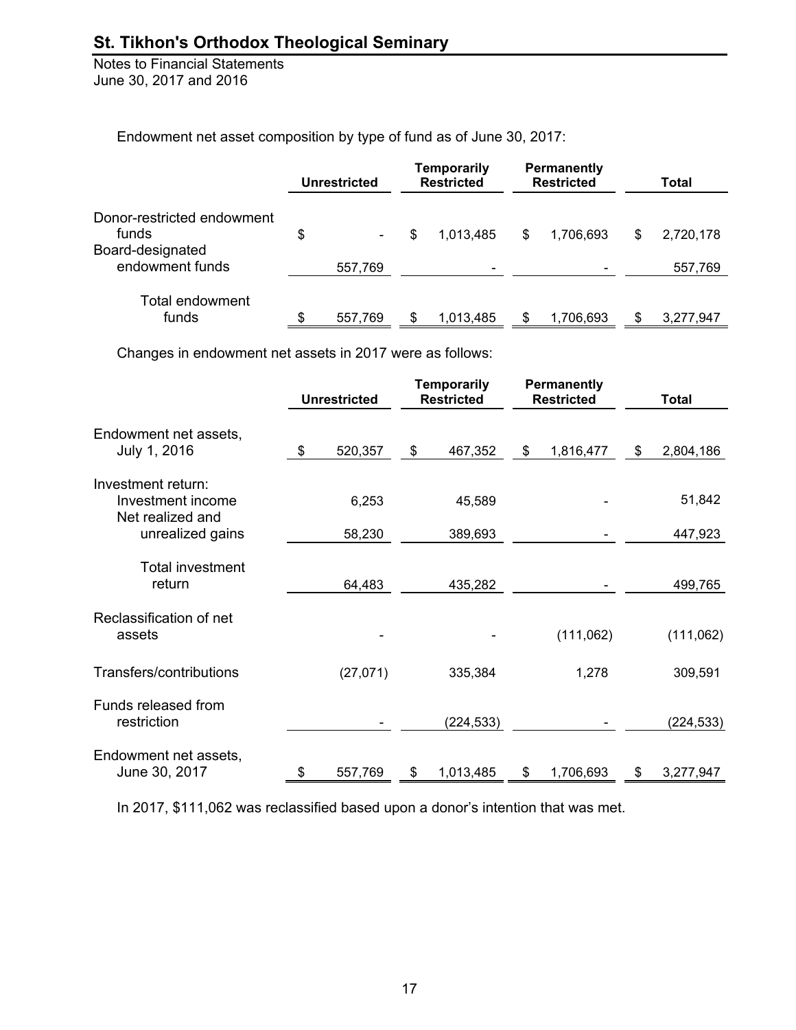Endowment net asset composition by type of fund as of June 30, 2017:

| | Unrestricted | Temporarily Restricted | Permanently Restricted | Total |
|---|---|---|---|---|
| Donor-restricted endowment funds | $ - | $ 1,013,485 | $ 1,706,693 | $ 2,720,178 |
| Board-designated endowment funds | 557,769 | - | - | 557,769 |
| Total endowment funds | $ 557,769 | $ 1,013,485 | $ 1,706,693 | $ 3,277,947 |

Changes in endowment net assets in 2017 were as follows:

| | Unrestricted | Temporarily Restricted | Permanently Restricted | Total |
|---|---|---|---|---|
| Endowment net assets, July 1, 2016 | $ 520,357 | $ 467,352 | $ 1,816,477 | $ 2,804,186 |
| Investment return: | | | | |
| Investment income | 6,253 | 45,589 | - | 51,842 |
| Net realized and unrealized gains | 58,230 | 389,693 | - | 447,923 |
| Total investment return | 64,483 | 435,282 | - | 499,765 |
| Reclassification of net assets | - | - | (111,062) | (111,062) |
| Transfers/contributions | (27,071) | 335,384 | 1,278 | 309,591 |
| Funds released from restriction | - | (224,533) | - | (224,533) |
| Endowment net assets, June 30, 2017 | $ 557,769 | $ 1,013,485 | $ 1,706,693 | $ 3,277,947 |

In 2017, $111,062 was reclassified based upon a donor's intention that was met.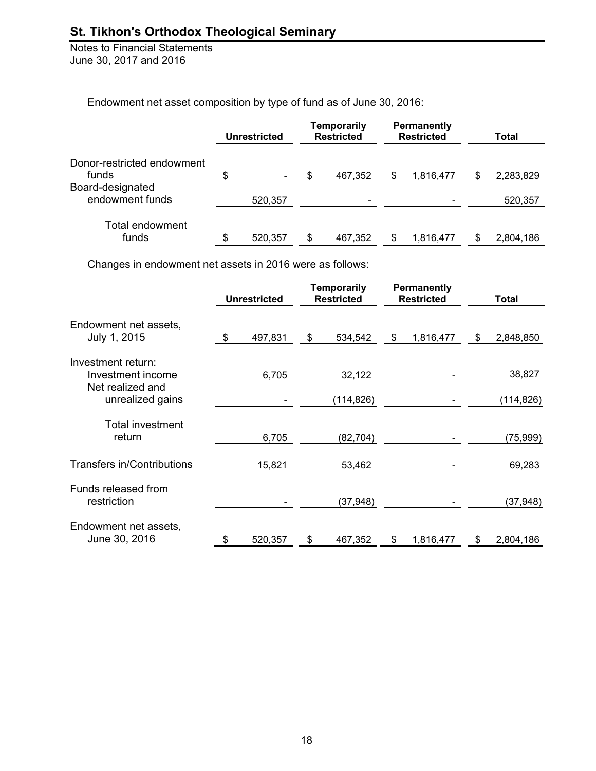Endowment net asset composition by type of fund as of June 30, 2016:

| | Unrestricted | Temporarily Restricted | Permanently Restricted | Total |
|---|---|---|---|---|
| Donor-restricted endowment funds | $ - | $ 467,352 | $ 1,816,477 | $ 2,283,829 |
| Board-designated endowment funds | 520,357 | - | - | 520,357 |
| Total endowment funds | $ 520,357 | $ 467,352 | $ 1,816,477 | $ 2,804,186 |

Changes in endowment net assets in 2016 were as follows:

| | Unrestricted | Temporarily Restricted | Permanently Restricted | Total |
|---|---|---|---|---|
| Endowment net assets, July 1, 2015 | $ 497,831 | $ 534,542 | $ 1,816,477 | $ 2,848,850 |
| Investment return: | | | | |
| Investment income | 6,705 | 32,122 | - | 38,827 |
| Net realized and unrealized gains | - | (114,826) | - | (114,826) |
| Total investment return | 6,705 | (82,704) | - | (75,999) |
| Transfers in/Contributions | 15,821 | 53,462 | - | 69,283 |
| Funds released from restriction | - | (37,948) | - | (37,948) |
| Endowment net assets, June 30, 2016 | $ 520,357 | $ 467,352 | $ 1,816,477 | $ 2,804,186 |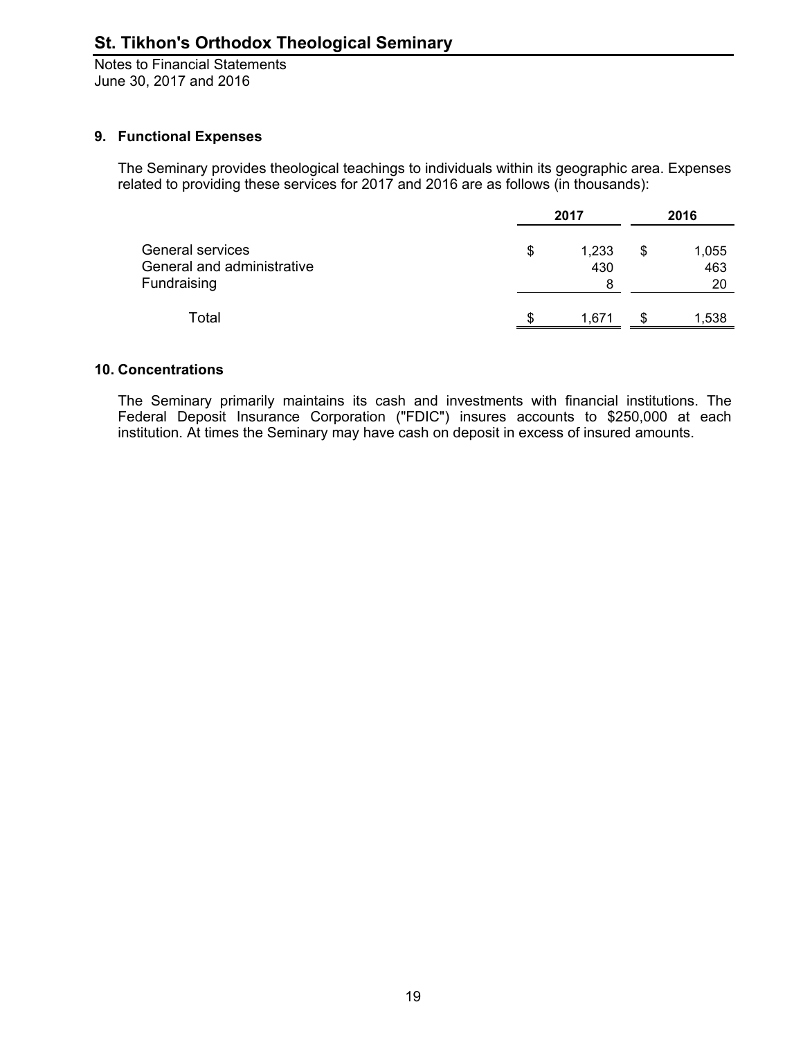## 9. Functional Expenses

The Seminary provides theological teachings to individuals within its geographic area. Expenses related to providing these services for 2017 and 2016 are as follows (in thousands):

| | 2017 | 2016 |
|---|---|---|
| General services | $ 1,233 | $ 1,055 |
| General and administrative | 430 | 463 |
| Fundraising | 8 | 20 |
| Total | $ 1,671 | $ 1,538 |

## 10. Concentrations

The Seminary primarily maintains its cash and investments with financial institutions. The Federal Deposit Insurance Corporation ("FDIC") insures accounts to $250,000 at each institution. At times the Seminary may have cash on deposit in excess of insured amounts.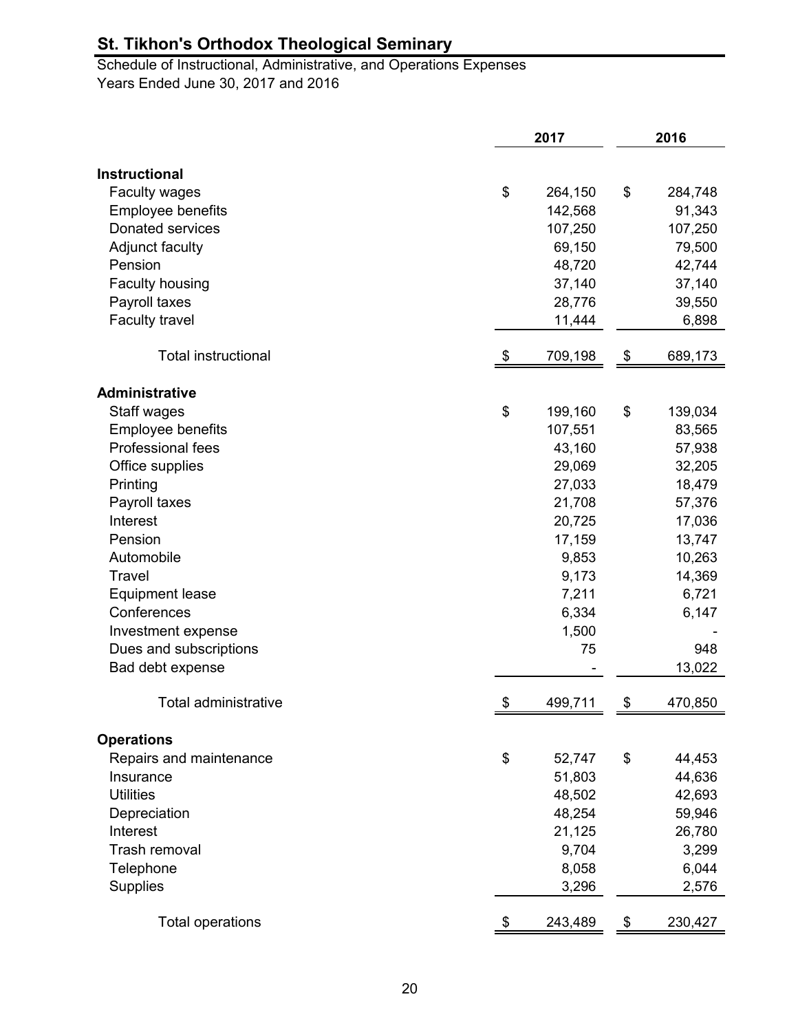# St. Tikhon's Orthodox Theological Seminary

Schedule of Instructional, Administrative, and Operations Expenses
Years Ended June 30, 2017 and 2016

| | 2017 | 2016 |
|---|---|---|
| **Instructional** | | |
| Faculty wages | $ 264,150 | $ 284,748 |
| Employee benefits | 142,568 | 91,343 |
| Donated services | 107,250 | 107,250 |
| Adjunct faculty | 69,150 | 79,500 |
| Pension | 48,720 | 42,744 |
| Faculty housing | 37,140 | 37,140 |
| Payroll taxes | 28,776 | 39,550 |
| Faculty travel | 11,444 | 6,898 |
| Total instructional | $ 709,198 | $ 689,173 |
| **Administrative** | | |
| Staff wages | $ 199,160 | $ 139,034 |
| Employee benefits | 107,551 | 83,565 |
| Professional fees | 43,160 | 57,938 |
| Office supplies | 29,069 | 32,205 |
| Printing | 27,033 | 18,479 |
| Payroll taxes | 21,708 | 57,376 |
| Interest | 20,725 | 17,036 |
| Pension | 17,159 | 13,747 |
| Automobile | 9,853 | 10,263 |
| Travel | 9,173 | 14,369 |
| Equipment lease | 7,211 | 6,721 |
| Conferences | 6,334 | 6,147 |
| Investment expense | 1,500 | - |
| Dues and subscriptions | 75 | 948 |
| Bad debt expense | - | 13,022 |
| Total administrative | $ 499,711 | $ 470,850 |
| **Operations** | | |
| Repairs and maintenance | $ 52,747 | $ 44,453 |
| Insurance | 51,803 | 44,636 |
| Utilities | 48,502 | 42,693 |
| Depreciation | 48,254 | 59,946 |
| Interest | 21,125 | 26,780 |
| Trash removal | 9,704 | 3,299 |
| Telephone | 8,058 | 6,044 |
| Supplies | 3,296 | 2,576 |
| Total operations | $ 243,489 | $ 230,427 |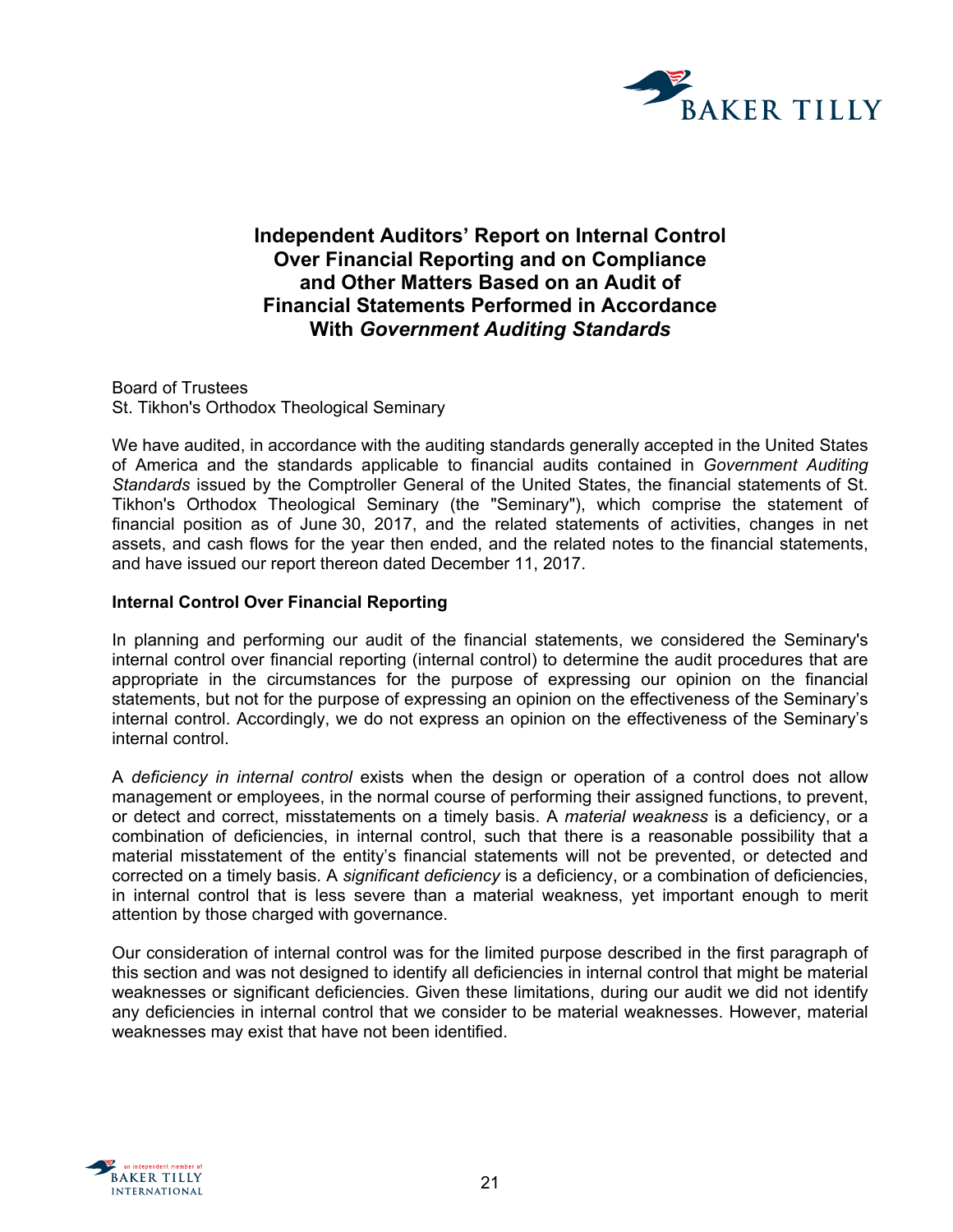# Independent Auditors' Report on Internal Control Over Financial Reporting and on Compliance and Other Matters Based on an Audit of Financial Statements Performed in Accordance With *Government Auditing Standards*

Board of Trustees
St. Tikhon's Orthodox Theological Seminary

We have audited, in accordance with the auditing standards generally accepted in the United States of America and the standards applicable to financial audits contained in *Government Auditing Standards* issued by the Comptroller General of the United States, the financial statements of St. Tikhon's Orthodox Theological Seminary (the "Seminary"), which comprise the statement of financial position as of June 30, 2017, and the related statements of activities, changes in net assets, and cash flows for the year then ended, and the related notes to the financial statements, and have issued our report thereon dated December 11, 2017.

**Internal Control Over Financial Reporting**

In planning and performing our audit of the financial statements, we considered the Seminary's internal control over financial reporting (internal control) to determine the audit procedures that are appropriate in the circumstances for the purpose of expressing our opinion on the financial statements, but not for the purpose of expressing an opinion on the effectiveness of the Seminary's internal control. Accordingly, we do not express an opinion on the effectiveness of the Seminary's internal control.

A *deficiency in internal control* exists when the design or operation of a control does not allow management or employees, in the normal course of performing their assigned functions, to prevent, or detect and correct, misstatements on a timely basis. A *material weakness* is a deficiency, or a combination of deficiencies, in internal control, such that there is a reasonable possibility that a material misstatement of the entity's financial statements will not be prevented, or detected and corrected on a timely basis. A *significant deficiency* is a deficiency, or a combination of deficiencies, in internal control that is less severe than a material weakness, yet important enough to merit attention by those charged with governance.

Our consideration of internal control was for the limited purpose described in the first paragraph of this section and was not designed to identify all deficiencies in internal control that might be material weaknesses or significant deficiencies. Given these limitations, during our audit we did not identify any deficiencies in internal control that we consider to be material weaknesses. However, material weaknesses may exist that have not been identified.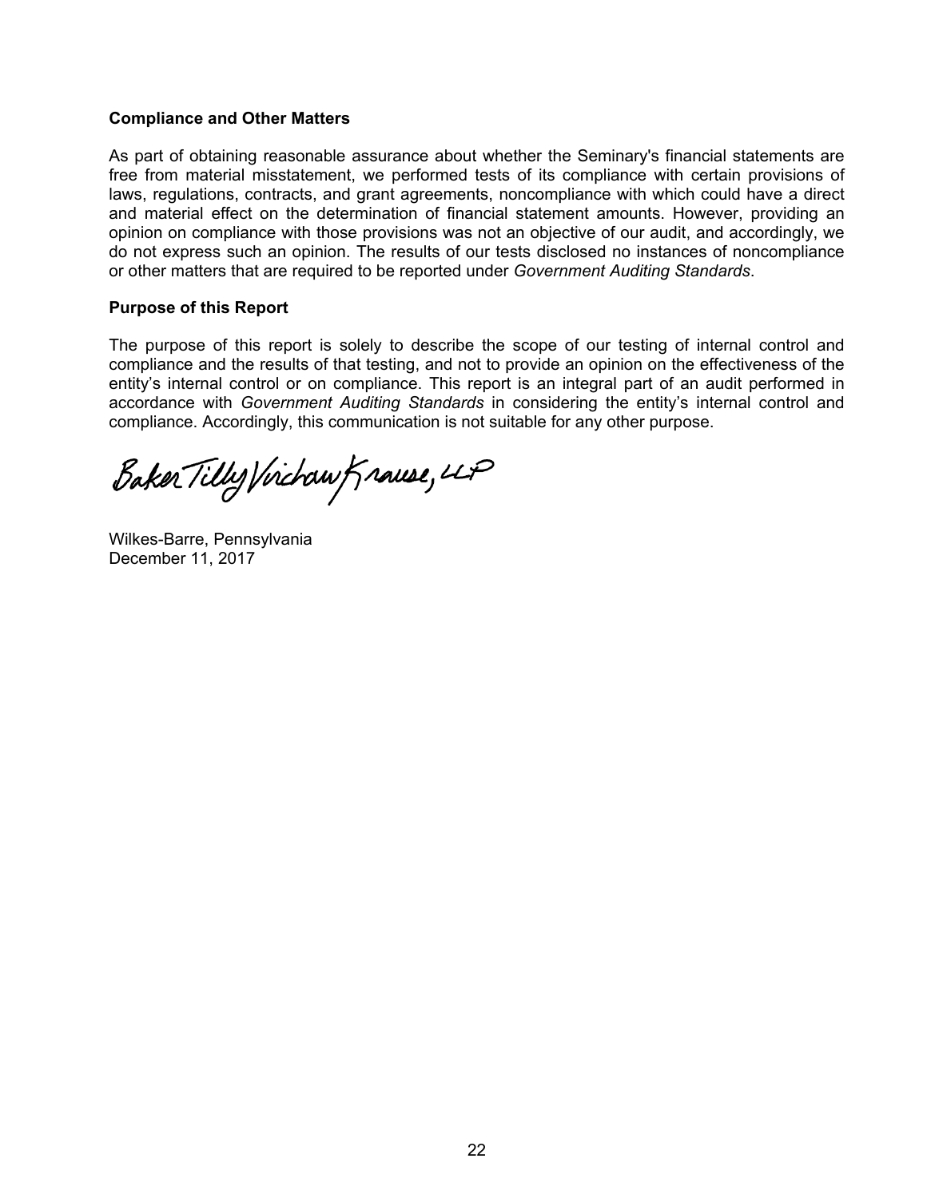**Compliance and Other Matters**

As part of obtaining reasonable assurance about whether the Seminary's financial statements are free from material misstatement, we performed tests of its compliance with certain provisions of laws, regulations, contracts, and grant agreements, noncompliance with which could have a direct and material effect on the determination of financial statement amounts. However, providing an opinion on compliance with those provisions was not an objective of our audit, and accordingly, we do not express such an opinion. The results of our tests disclosed no instances of noncompliance or other matters that are required to be reported under *Government Auditing Standards*.

**Purpose of this Report**

The purpose of this report is solely to describe the scope of our testing of internal control and compliance and the results of that testing, and not to provide an opinion on the effectiveness of the entity's internal control or on compliance. This report is an integral part of an audit performed in accordance with *Government Auditing Standards* in considering the entity's internal control and compliance. Accordingly, this communication is not suitable for any other purpose.

Baker Tilly Virchow Krause, LLP

Wilkes-Barre, Pennsylvania
December 11, 2017